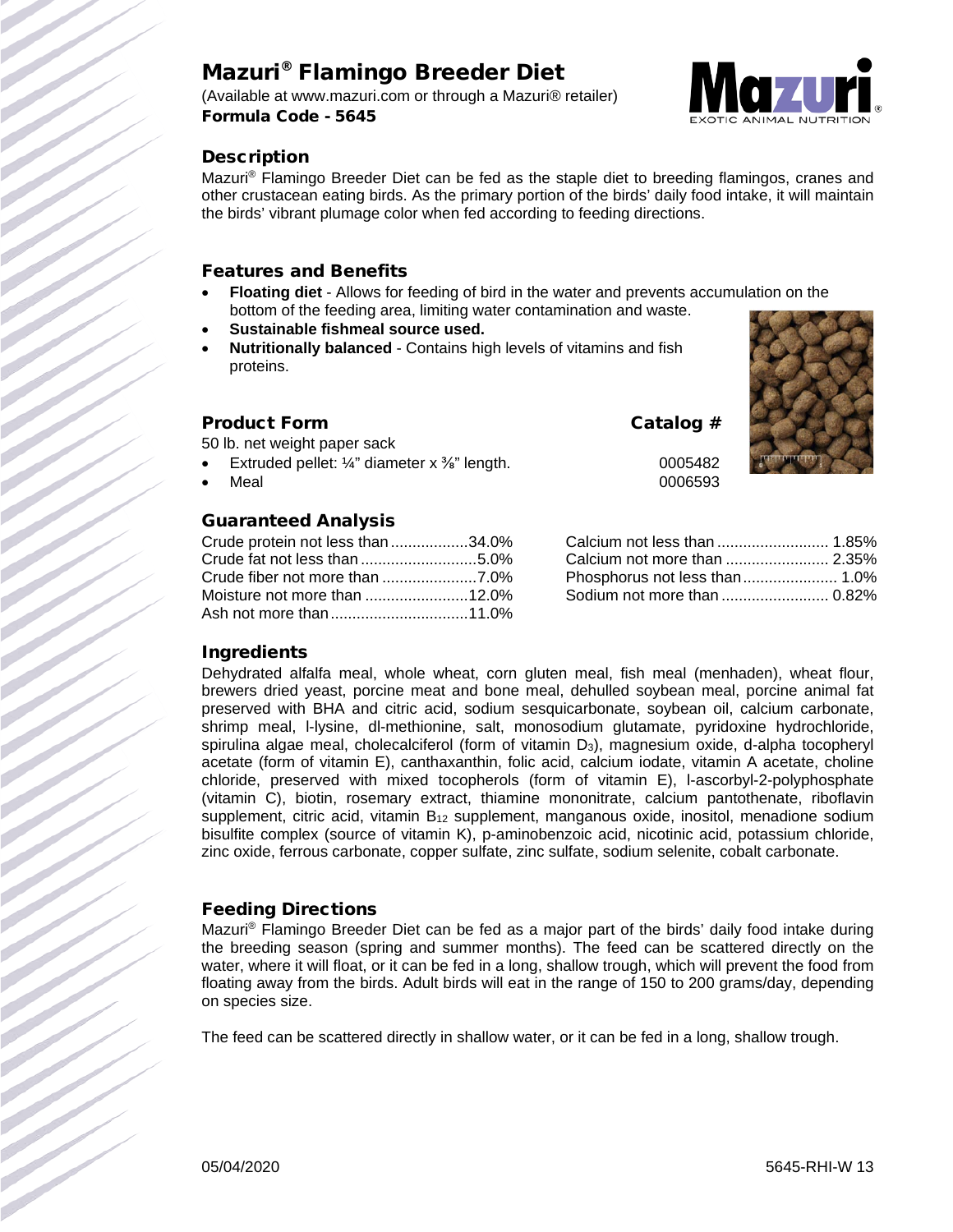# Mazuri® Flamingo Breeder Diet

(Available at www.mazuri.com or through a Mazuri® retailer)

**Formula Code - 5645**

## Description

Mazuri® Flamingo Breeder Diet can be fed as the staple diet to breeding flamingos, cranes and other crustacean eating birds. As the primary portion of the birds' daily food intake, it will maintain the birds' vibrant plumage color when fed according to feeding directions.

## Features and Benefits

- **Floating diet** - Allows for feeding of bird in the water and prevents accumulation on the bottom of the feeding area, limiting water contamination and waste.
- **Sustainable fishmeal source used.**
- **Nutritionally balanced** - Contains high levels of vitamins and fish proteins.

## Product Form

50 lb. net weight paper sack

| Product Form | Catalog # |
|---|---|
| Extruded pellet: ¼" diameter x ⅜" length. | 0005482 |
| Meal | 0006593 |

## Guaranteed Analysis

| Nutrient | Value |
|---|---|
| Crude protein not less than | 34.0% |
| Crude fat not less than | 5.0% |
| Crude fiber not more than | 7.0% |
| Moisture not more than | 12.0% |
| Ash not more than | 11.0% |
| Calcium not less than | 1.85% |
| Calcium not more than | 2.35% |
| Phosphorus not less than | 1.0% |
| Sodium not more than | 0.82% |

## Ingredients

Dehydrated alfalfa meal, whole wheat, corn gluten meal, fish meal (menhaden), wheat flour, brewers dried yeast, porcine meat and bone meal, dehulled soybean meal, porcine animal fat preserved with BHA and citric acid, sodium sesquicarbonate, soybean oil, calcium carbonate, shrimp meal, l-lysine, dl-methionine, salt, monosodium glutamate, pyridoxine hydrochloride, spirulina algae meal, cholecalciferol (form of vitamin $D_3$), magnesium oxide, d-alpha tocopheryl acetate (form of vitamin E), canthaxanthin, folic acid, calcium iodate, vitamin A acetate, choline chloride, preserved with mixed tocopherols (form of vitamin E), l-ascorbyl-2-polyphosphate (vitamin C), biotin, rosemary extract, thiamine mononitrate, calcium pantothenate, riboflavin supplement, citric acid, vitamin $B_{12}$ supplement, manganous oxide, inositol, menadione sodium bisulfite complex (source of vitamin K), p-aminobenzoic acid, nicotinic acid, potassium chloride, zinc oxide, ferrous carbonate, copper sulfate, zinc sulfate, sodium selenite, cobalt carbonate.

## Feeding Directions

Mazuri® Flamingo Breeder Diet can be fed as a major part of the birds' daily food intake during the breeding season (spring and summer months). The feed can be scattered directly on the water, where it will float, or it can be fed in a long, shallow trough, which will prevent the food from floating away from the birds. Adult birds will eat in the range of 150 to 200 grams/day, depending on species size.

The feed can be scattered directly in shallow water, or it can be fed in a long, shallow trough.

05/04/2020 5645-RHI-W 13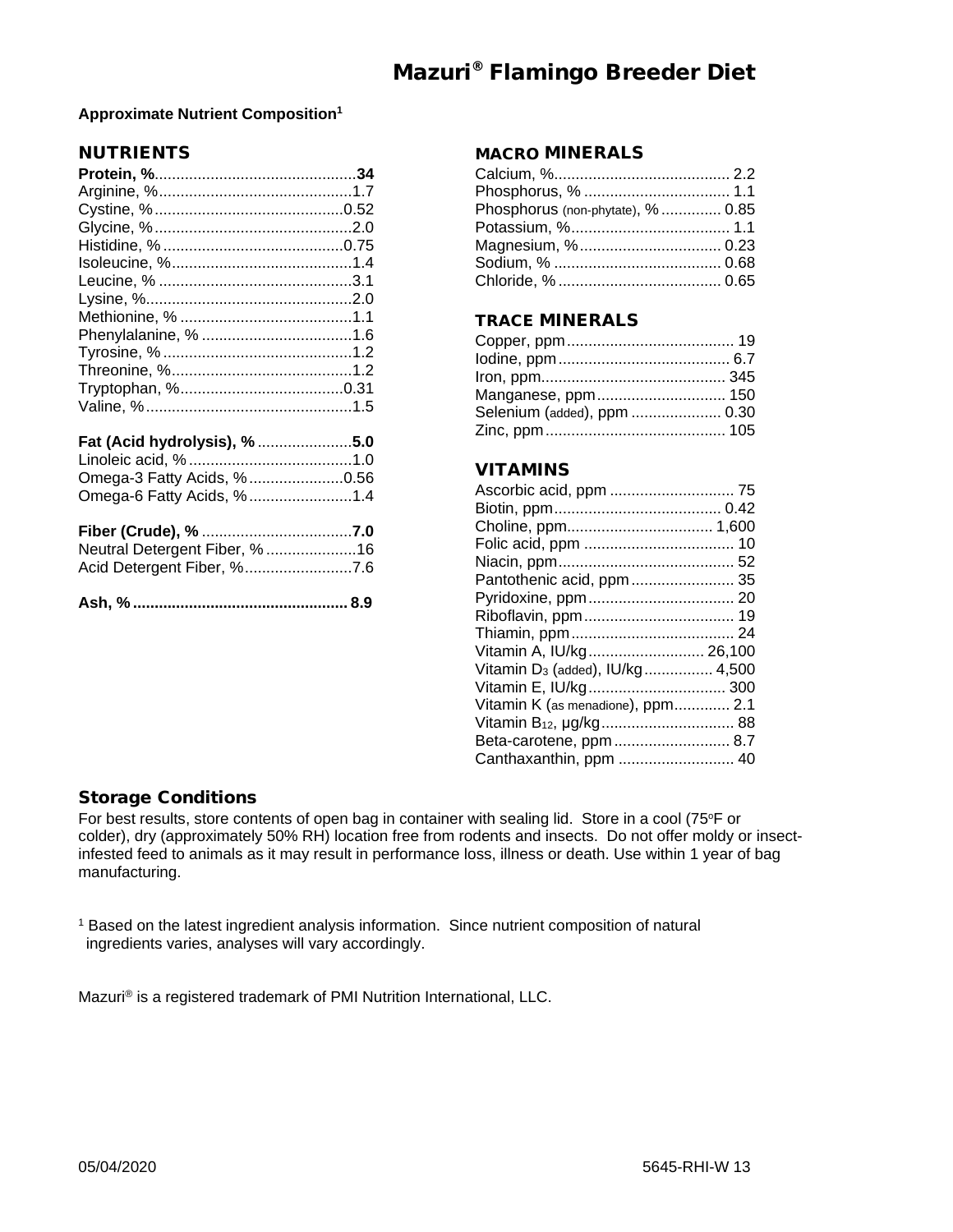# Mazuri® Flamingo Breeder Diet

**Approximate Nutrient Composition**[1]

## NUTRIENTS

| | |
|---|---|
| **Protein, %** | **34** |
| Arginine, % | 1.7 |
| Cystine, % | 0.52 |
| Glycine, % | 2.0 |
| Histidine, % | 0.75 |
| Isoleucine, % | 1.4 |
| Leucine, % | 3.1 |
| Lysine, % | 2.0 |
| Methionine, % | 1.1 |
| Phenylalanine, % | 1.6 |
| Tyrosine, % | 1.2 |
| Threonine, % | 1.2 |
| Tryptophan, % | 0.31 |
| Valine, % | 1.5 |
| **Fat (Acid hydrolysis), %** | **5.0** |
| Linoleic acid, % | 1.0 |
| Omega-3 Fatty Acids, % | 0.56 |
| Omega-6 Fatty Acids, % | 1.4 |
| **Fiber (Crude), %** | **7.0** |
| Neutral Detergent Fiber, % | 16 |
| Acid Detergent Fiber, % | 7.6 |
| **Ash, %** | **8.9** |

## MACRO MINERALS

| | |
|---|---|
| Calcium, % | 2.2 |
| Phosphorus, % | 1.1 |
| Phosphorus (non-phytate), % | 0.85 |
| Potassium, % | 1.1 |
| Magnesium, % | 0.23 |
| Sodium, % | 0.68 |
| Chloride, % | 0.65 |

## TRACE MINERALS

| | |
|---|---|
| Copper, ppm | 19 |
| Iodine, ppm | 6.7 |
| Iron, ppm | 345 |
| Manganese, ppm | 150 |
| Selenium (added), ppm | 0.30 |
| Zinc, ppm | 105 |

## VITAMINS

| | |
|---|---|
| Ascorbic acid, ppm | 75 |
| Biotin, ppm | 0.42 |
| Choline, ppm | 1,600 |
| Folic acid, ppm | 10 |
| Niacin, ppm | 52 |
| Pantothenic acid, ppm | 35 |
| Pyridoxine, ppm | 20 |
| Riboflavin, ppm | 19 |
| Thiamin, ppm | 24 |
| Vitamin A, IU/kg | 26,100 |
| Vitamin $D_3$ (added), IU/kg | 4,500 |
| Vitamin E, IU/kg | 300 |
| Vitamin K (as menadione), ppm | 2.1 |
| Vitamin $B_{12}$, µg/kg | 88 |
| Beta-carotene, ppm | 8.7 |
| Canthaxanthin, ppm | 40 |

## Storage Conditions

For best results, store contents of open bag in container with sealing lid. Store in a cool (75°F or colder), dry (approximately 50% RH) location free from rodents and insects. Do not offer moldy or insect-infested feed to animals as it may result in performance loss, illness or death. Use within 1 year of bag manufacturing.

[1] Based on the latest ingredient analysis information. Since nutrient composition of natural ingredients varies, analyses will vary accordingly.

Mazuri® is a registered trademark of PMI Nutrition International, LLC.

05/04/2020 5645-RHI-W 13